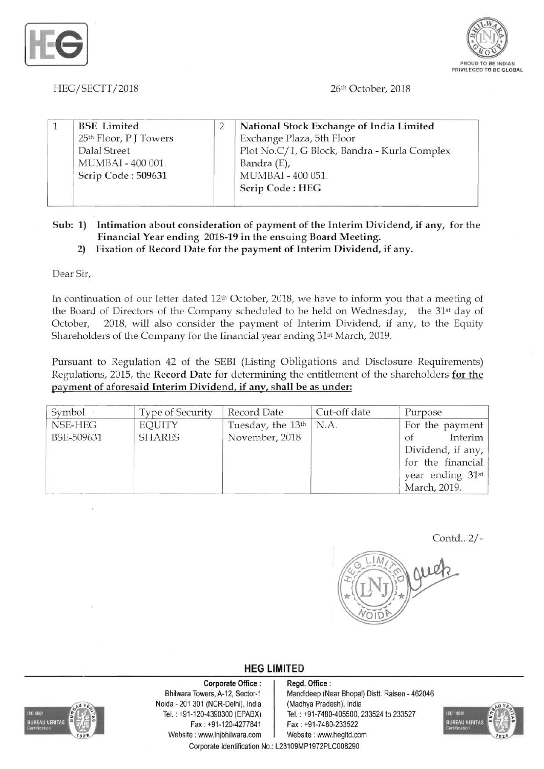HEG/SECTT/2018

26th October, 2018

| 1 | BSE Limited<br>25th Floor, P J Towers<br>Dalal Street<br>MUMBAI - 400 001.<br>**Scrip Code : 509631** | 2 | **National Stock Exchange of India Limited**<br>Exchange Plaza, 5th Floor<br>Plot No.C/1, G Block, Bandra - Kurla Complex<br>Bandra (E),<br>MUMBAI - 400 051.<br>**Scrip Code : HEG** |
|---|---|---|---|

**Sub: 1) Intimation about consideration of payment of the Interim Dividend, if any, for the Financial Year ending 2018-19 in the ensuing Board Meeting.**

**2) Fixation of Record Date for the payment of Interim Dividend, if any.**

Dear Sir,

In continuation of our letter dated 12th October, 2018, we have to inform you that a meeting of the Board of Directors of the Company scheduled to be held on Wednesday, the 31st day of October, 2018, will also consider the payment of Interim Dividend, if any, to the Equity Shareholders of the Company for the financial year ending 31st March, 2019.

Pursuant to Regulation 42 of the SEBI (Listing Obligations and Disclosure Requirements) Regulations, 2015, the **Record Date** for determining the entitlement of the shareholders **for the payment of aforesaid Interim Dividend, if any, shall be as under:**

| Symbol | Type of Security | Record Date | Cut-off date | Purpose |
|---|---|---|---|---|
| NSE-HEG<br>BSE-509631 | EQUITY SHARES | Tuesday, the 13th November, 2018 | N.A. | For the payment of Interim Dividend, if any, for the financial year ending 31st March, 2019. |

Contd.. 2/-

**HEG LIMITED**

**Corporate Office :** Bhilwara Towers, A-12, Sector-1 Noida - 201 301 (NCR-Delhi), India Tel. : +91-120-4390300 (EPABX) Fax : +91-120-4277841 Website : www.lnjbhilwara.com

**Regd. Office :** Mandideep (Near Bhopal) Distt. Raisen - 462046 (Madhya Pradesh), India Tel. : +91-7480-405500, 233524 to 233527 Fax : +91-7480-233522 Website : www.hegltd.com

Corporate Identification No.: L23109MP1972PLC008290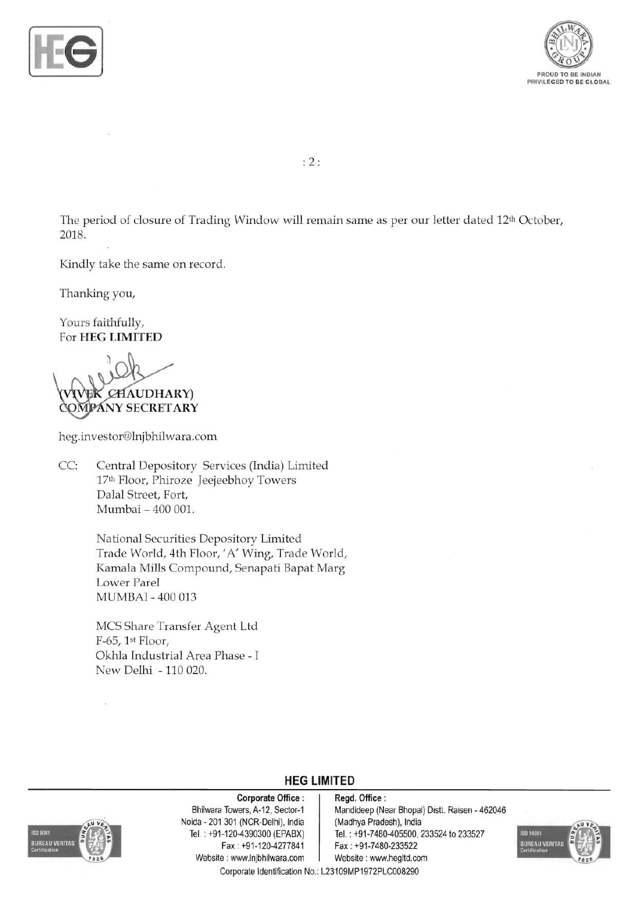The period of closure of Trading Window will remain same as per our letter dated 12th October, 2018.

Kindly take the same on record.

Thanking you,

Yours faithfully,
For **HEG LIMITED**

**(VIVEK CHAUDHARY)**
**COMPANY SECRETARY**

heg.investor@lnjbhilwara.com

CC: Central Depository Services (India) Limited
17th Floor, Phiroze Jeejeebhoy Towers
Dalal Street, Fort,
Mumbai – 400 001.

National Securities Depository Limited
Trade World, 4th Floor, 'A' Wing, Trade World,
Kamala Mills Compound, Senapati Bapat Marg
Lower Parel
MUMBAI - 400 013

MCS Share Transfer Agent Ltd
F-65, 1st Floor,
Okhla Industrial Area Phase - I
New Delhi - 110 020.

**HEG LIMITED**

**Corporate Office :**
Bhilwara Towers, A-12, Sector-1
Noida - 201 301 (NCR-Delhi), India
Tel. : +91-120-4390300 (EPABX)
Fax : +91-120-4277841
Website : www.lnjbhilwara.com

**Regd. Office :**
Mandideep (Near Bhopal) Distt. Raisen - 462046
(Madhya Pradesh), India
Tel. : +91-7480-405500, 233524 to 233527
Fax : +91-7480-233522
Website : www.hegltd.com

Corporate Identification No.: L23109MP1972PLC008290